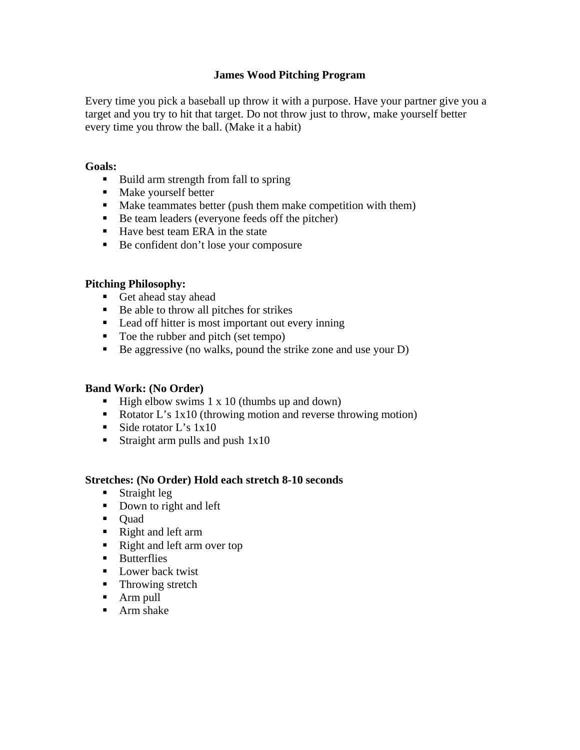# James Wood Pitching Program

Every time you pick a baseball up throw it with a purpose. Have your partner give you a target and you try to hit that target. Do not throw just to throw, make yourself better every time you throw the ball. (Make it a habit)

**Goals:**

- Build arm strength from fall to spring
- Make yourself better
- Make teammates better (push them make competition with them)
- Be team leaders (everyone feeds off the pitcher)
- Have best team ERA in the state
- Be confident don't lose your composure

**Pitching Philosophy:**

- Get ahead stay ahead
- Be able to throw all pitches for strikes
- Lead off hitter is most important out every inning
- Toe the rubber and pitch (set tempo)
- Be aggressive (no walks, pound the strike zone and use your D)

**Band Work: (No Order)**

- High elbow swims 1 x 10 (thumbs up and down)
- Rotator L's 1x10 (throwing motion and reverse throwing motion)
- Side rotator L's 1x10
- Straight arm pulls and push 1x10

**Stretches: (No Order) Hold each stretch 8-10 seconds**

- Straight leg
- Down to right and left
- Quad
- Right and left arm
- Right and left arm over top
- Butterflies
- Lower back twist
- Throwing stretch
- Arm pull
- Arm shake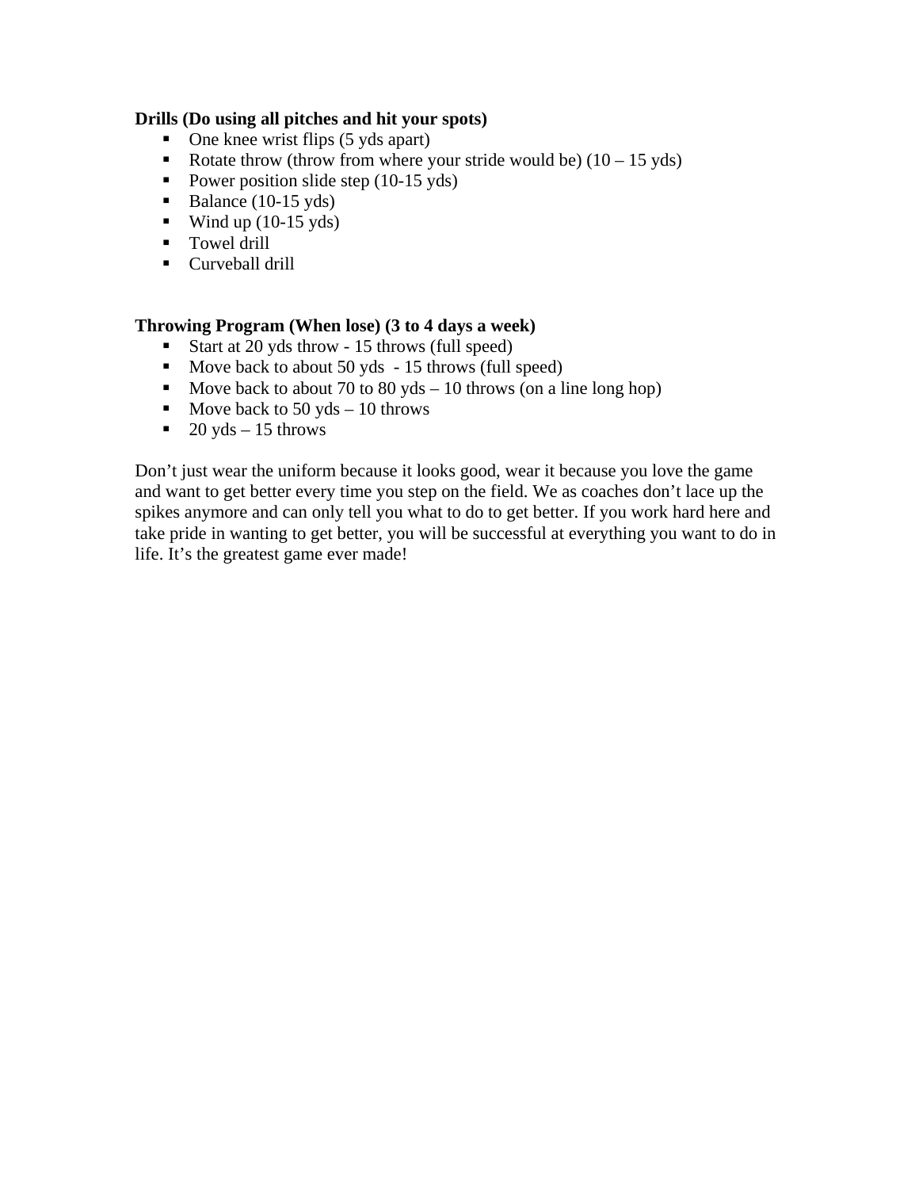**Drills (Do using all pitches and hit your spots)**

- One knee wrist flips (5 yds apart)
- Rotate throw (throw from where your stride would be) (10 – 15 yds)
- Power position slide step (10-15 yds)
- Balance (10-15 yds)
- Wind up (10-15 yds)
- Towel drill
- Curveball drill

**Throwing Program (When lose) (3 to 4 days a week)**

- Start at 20 yds throw - 15 throws (full speed)
- Move back to about 50 yds - 15 throws (full speed)
- Move back to about 70 to 80 yds – 10 throws (on a line long hop)
- Move back to 50 yds – 10 throws
- 20 yds – 15 throws

Don't just wear the uniform because it looks good, wear it because you love the game and want to get better every time you step on the field. We as coaches don't lace up the spikes anymore and can only tell you what to do to get better. If you work hard here and take pride in wanting to get better, you will be successful at everything you want to do in life. It's the greatest game ever made!